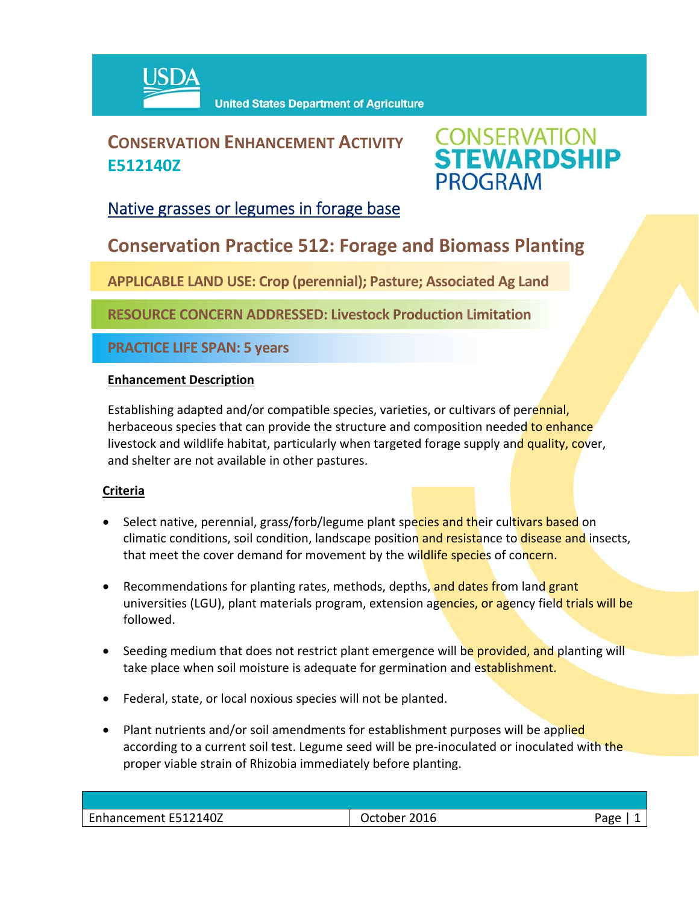USDA United States Department of Agriculture

# CONSERVATION ENHANCEMENT ACTIVITY E512140Z

CONSERVATION STEWARDSHIP PROGRAM

## Native grasses or legumes in forage base

## Conservation Practice 512: Forage and Biomass Planting

**APPLICABLE LAND USE: Crop (perennial); Pasture; Associated Ag Land**

**RESOURCE CONCERN ADDRESSED: Livestock Production Limitation**

**PRACTICE LIFE SPAN: 5 years**

### Enhancement Description

Establishing adapted and/or compatible species, varieties, or cultivars of perennial, herbaceous species that can provide the structure and composition needed to enhance livestock and wildlife habitat, particularly when targeted forage supply and quality, cover, and shelter are not available in other pastures.

### Criteria

- Select native, perennial, grass/forb/legume plant species and their cultivars based on climatic conditions, soil condition, landscape position and resistance to disease and insects, that meet the cover demand for movement by the wildlife species of concern.
- Recommendations for planting rates, methods, depths, and dates from land grant universities (LGU), plant materials program, extension agencies, or agency field trials will be followed.
- Seeding medium that does not restrict plant emergence will be provided, and planting will take place when soil moisture is adequate for germination and establishment.
- Federal, state, or local noxious species will not be planted.
- Plant nutrients and/or soil amendments for establishment purposes will be applied according to a current soil test. Legume seed will be pre-inoculated or inoculated with the proper viable strain of Rhizobia immediately before planting.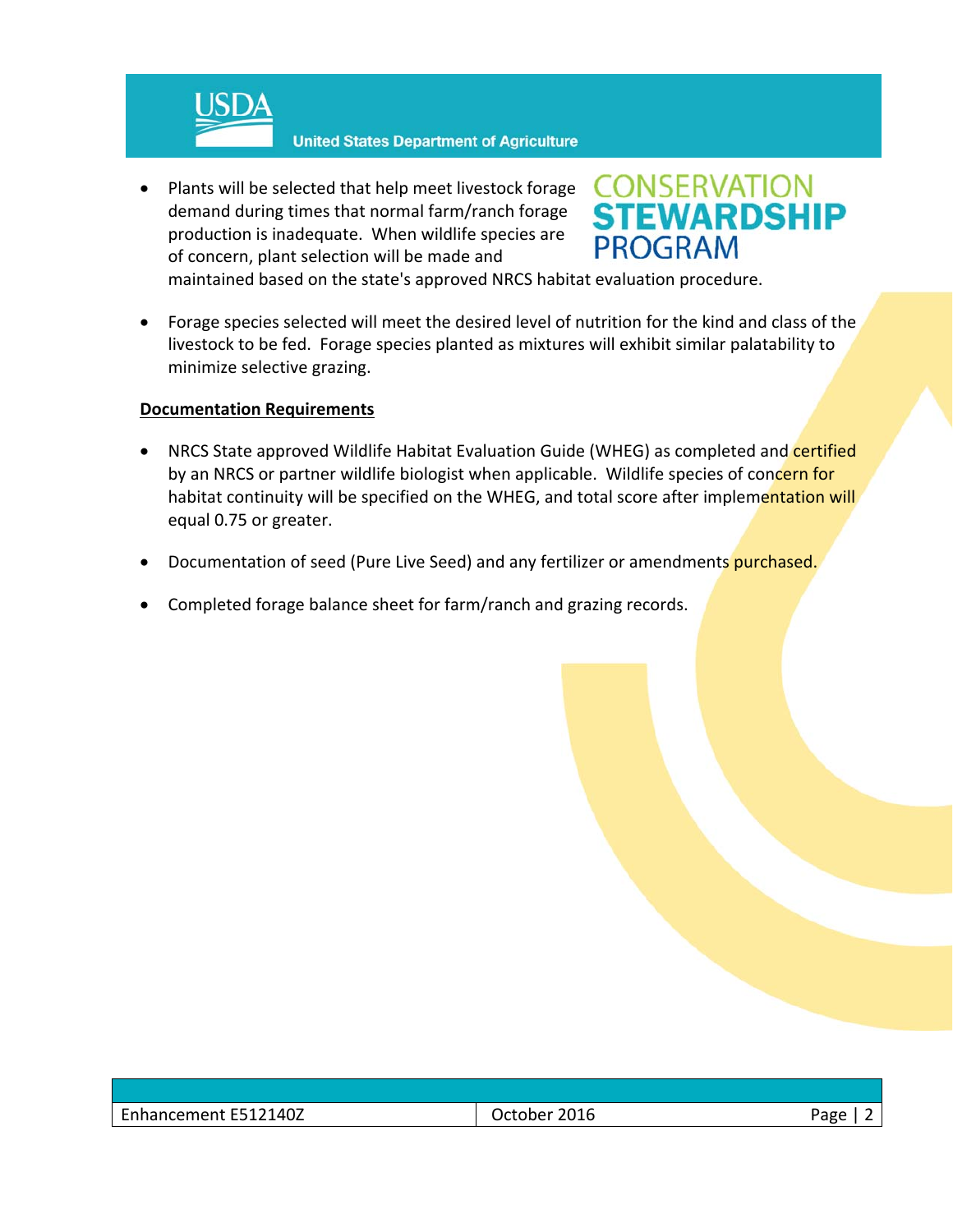- Plants will be selected that help meet livestock forage demand during times that normal farm/ranch forage production is inadequate. When wildlife species are of concern, plant selection will be made and maintained based on the state's approved NRCS habitat evaluation procedure.

- Forage species selected will meet the desired level of nutrition for the kind and class of the livestock to be fed. Forage species planted as mixtures will exhibit similar palatability to minimize selective grazing.

**Documentation Requirements**

- NRCS State approved Wildlife Habitat Evaluation Guide (WHEG) as completed and certified by an NRCS or partner wildlife biologist when applicable. Wildlife species of concern for habitat continuity will be specified on the WHEG, and total score after implementation will equal 0.75 or greater.

- Documentation of seed (Pure Live Seed) and any fertilizer or amendments purchased.

- Completed forage balance sheet for farm/ranch and grazing records.